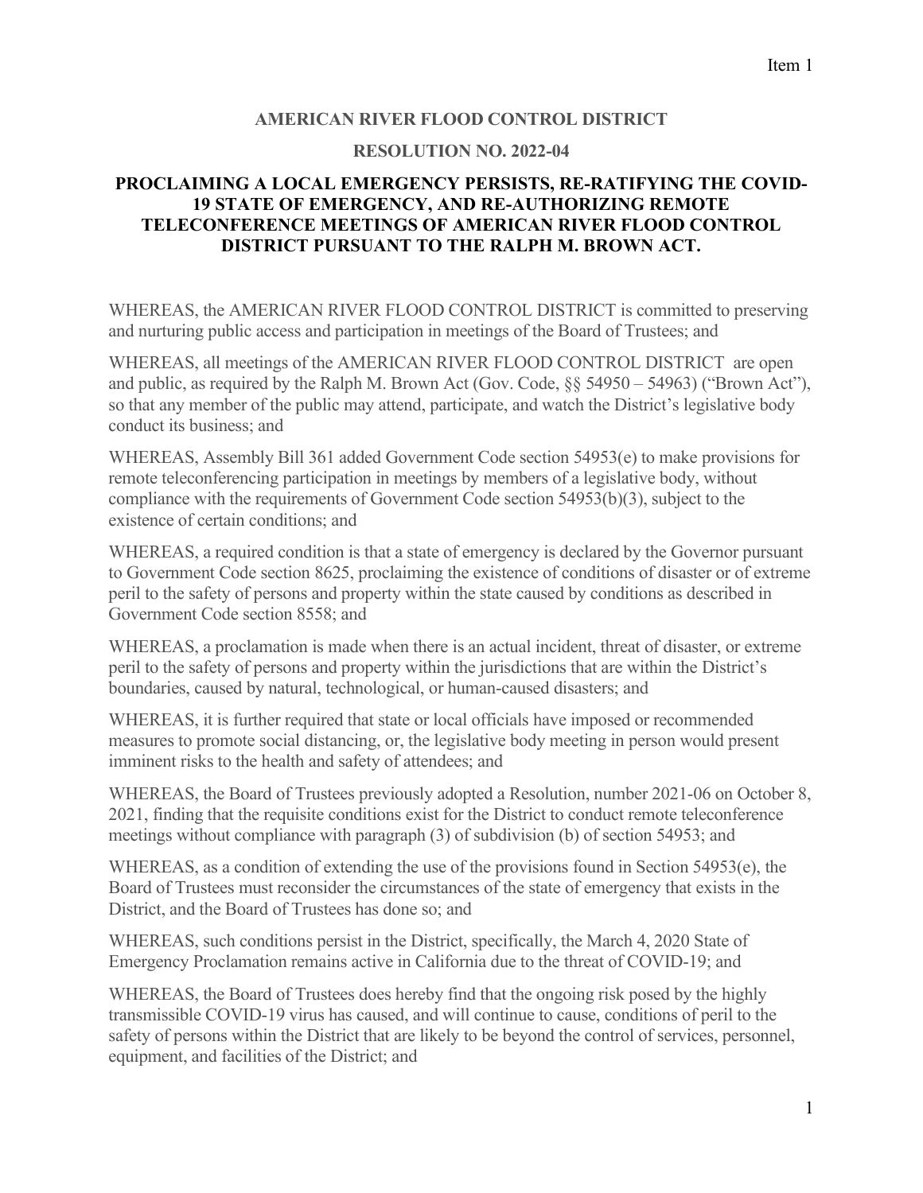Item 1

**AMERICAN RIVER FLOOD CONTROL DISTRICT**

**RESOLUTION NO. 2022-04**

**PROCLAIMING A LOCAL EMERGENCY PERSISTS, RE-RATIFYING THE COVID-19 STATE OF EMERGENCY, AND RE-AUTHORIZING REMOTE TELECONFERENCE MEETINGS OF AMERICAN RIVER FLOOD CONTROL DISTRICT PURSUANT TO THE RALPH M. BROWN ACT.**

WHEREAS, the AMERICAN RIVER FLOOD CONTROL DISTRICT is committed to preserving and nurturing public access and participation in meetings of the Board of Trustees; and

WHEREAS, all meetings of the AMERICAN RIVER FLOOD CONTROL DISTRICT are open and public, as required by the Ralph M. Brown Act (Gov. Code, §§ 54950 – 54963) ("Brown Act"), so that any member of the public may attend, participate, and watch the District's legislative body conduct its business; and

WHEREAS, Assembly Bill 361 added Government Code section 54953(e) to make provisions for remote teleconferencing participation in meetings by members of a legislative body, without compliance with the requirements of Government Code section 54953(b)(3), subject to the existence of certain conditions; and

WHEREAS, a required condition is that a state of emergency is declared by the Governor pursuant to Government Code section 8625, proclaiming the existence of conditions of disaster or of extreme peril to the safety of persons and property within the state caused by conditions as described in Government Code section 8558; and

WHEREAS, a proclamation is made when there is an actual incident, threat of disaster, or extreme peril to the safety of persons and property within the jurisdictions that are within the District's boundaries, caused by natural, technological, or human-caused disasters; and

WHEREAS, it is further required that state or local officials have imposed or recommended measures to promote social distancing, or, the legislative body meeting in person would present imminent risks to the health and safety of attendees; and

WHEREAS, the Board of Trustees previously adopted a Resolution, number 2021-06 on October 8, 2021, finding that the requisite conditions exist for the District to conduct remote teleconference meetings without compliance with paragraph (3) of subdivision (b) of section 54953; and

WHEREAS, as a condition of extending the use of the provisions found in Section 54953(e), the Board of Trustees must reconsider the circumstances of the state of emergency that exists in the District, and the Board of Trustees has done so; and

WHEREAS, such conditions persist in the District, specifically, the March 4, 2020 State of Emergency Proclamation remains active in California due to the threat of COVID-19; and

WHEREAS, the Board of Trustees does hereby find that the ongoing risk posed by the highly transmissible COVID-19 virus has caused, and will continue to cause, conditions of peril to the safety of persons within the District that are likely to be beyond the control of services, personnel, equipment, and facilities of the District; and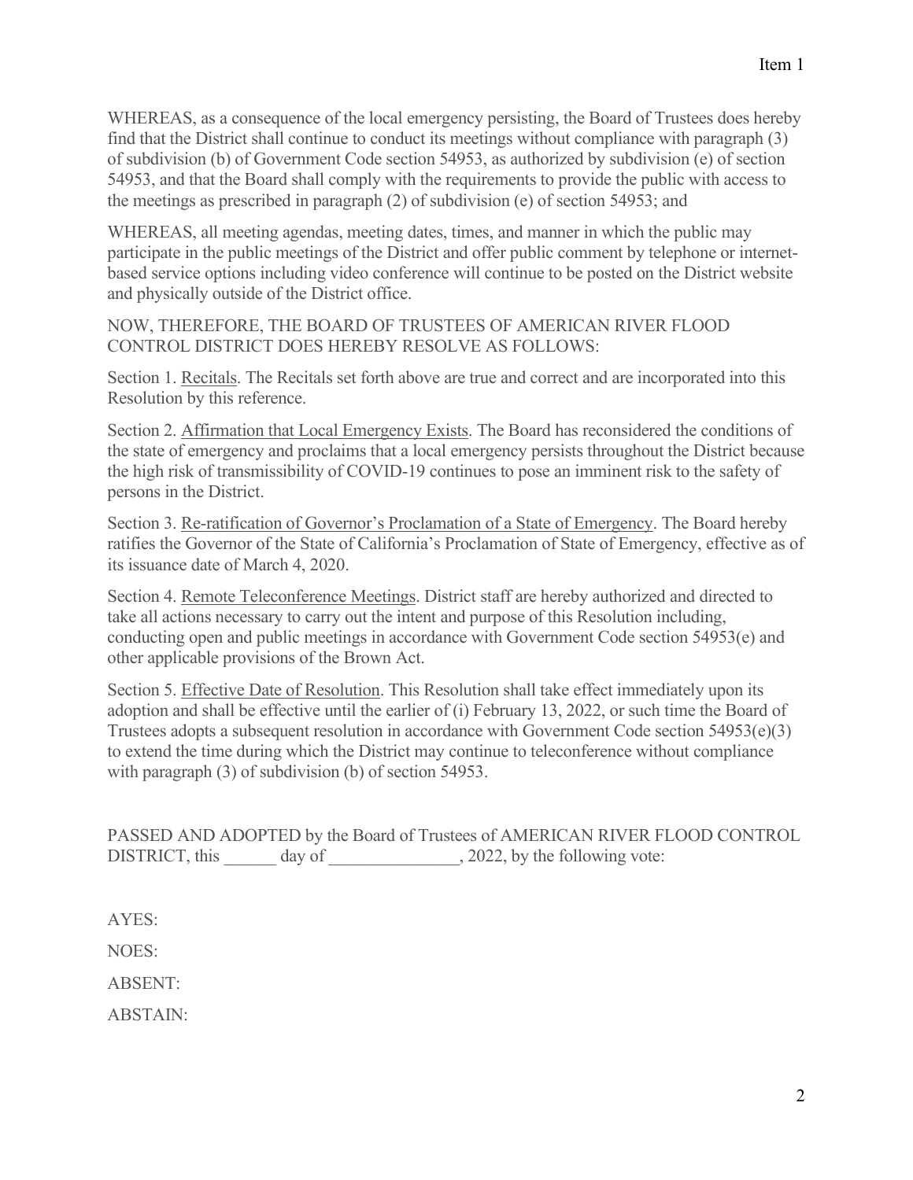WHEREAS, as a consequence of the local emergency persisting, the Board of Trustees does hereby find that the District shall continue to conduct its meetings without compliance with paragraph (3) of subdivision (b) of Government Code section 54953, as authorized by subdivision (e) of section 54953, and that the Board shall comply with the requirements to provide the public with access to the meetings as prescribed in paragraph (2) of subdivision (e) of section 54953; and

WHEREAS, all meeting agendas, meeting dates, times, and manner in which the public may participate in the public meetings of the District and offer public comment by telephone or internet-based service options including video conference will continue to be posted on the District website and physically outside of the District office.

NOW, THEREFORE, THE BOARD OF TRUSTEES OF AMERICAN RIVER FLOOD CONTROL DISTRICT DOES HEREBY RESOLVE AS FOLLOWS:

Section 1. <u>Recitals</u>. The Recitals set forth above are true and correct and are incorporated into this Resolution by this reference.

Section 2. <u>Affirmation that Local Emergency Exists</u>. The Board has reconsidered the conditions of the state of emergency and proclaims that a local emergency persists throughout the District because the high risk of transmissibility of COVID-19 continues to pose an imminent risk to the safety of persons in the District.

Section 3. <u>Re-ratification of Governor's Proclamation of a State of Emergency</u>. The Board hereby ratifies the Governor of the State of California's Proclamation of State of Emergency, effective as of its issuance date of March 4, 2020.

Section 4. <u>Remote Teleconference Meetings</u>. District staff are hereby authorized and directed to take all actions necessary to carry out the intent and purpose of this Resolution including, conducting open and public meetings in accordance with Government Code section 54953(e) and other applicable provisions of the Brown Act.

Section 5. <u>Effective Date of Resolution</u>. This Resolution shall take effect immediately upon its adoption and shall be effective until the earlier of (i) February 13, 2022, or such time the Board of Trustees adopts a subsequent resolution in accordance with Government Code section 54953(e)(3) to extend the time during which the District may continue to teleconference without compliance with paragraph (3) of subdivision (b) of section 54953.

PASSED AND ADOPTED by the Board of Trustees of AMERICAN RIVER FLOOD CONTROL DISTRICT, this ______ day of _______________, 2022, by the following vote:

AYES:

NOES:

ABSENT:

ABSTAIN: